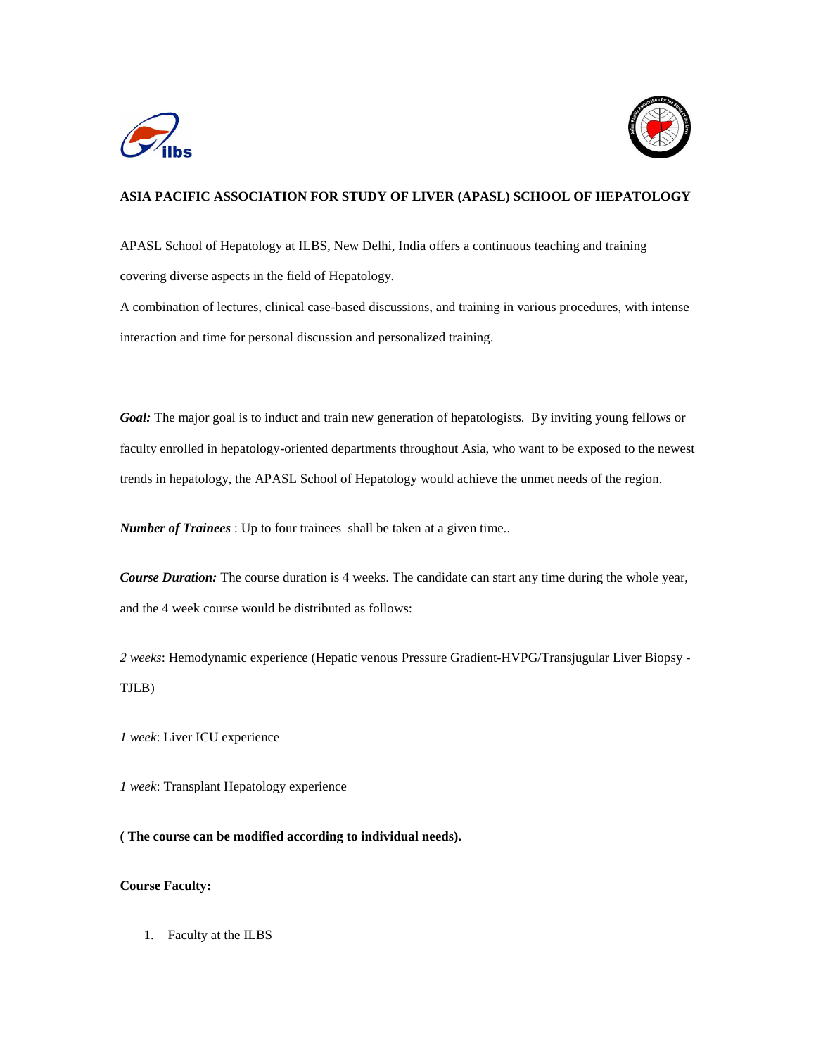## ASIA PACIFIC ASSOCIATION FOR STUDY OF LIVER (APASL) SCHOOL OF HEPATOLOGY

APASL School of Hepatology at ILBS, New Delhi, India offers a continuous teaching and training covering diverse aspects in the field of Hepatology.

A combination of lectures, clinical case-based discussions, and training in various procedures, with intense interaction and time for personal discussion and personalized training.

***Goal:*** The major goal is to induct and train new generation of hepatologists. By inviting young fellows or faculty enrolled in hepatology-oriented departments throughout Asia, who want to be exposed to the newest trends in hepatology, the APASL School of Hepatology would achieve the unmet needs of the region.

***Number of Trainees*** : Up to four trainees shall be taken at a given time..

***Course Duration:*** The course duration is 4 weeks. The candidate can start any time during the whole year, and the 4 week course would be distributed as follows:

*2 weeks*: Hemodynamic experience (Hepatic venous Pressure Gradient-HVPG/Transjugular Liver Biopsy - TJLB)

*1 week*: Liver ICU experience

*1 week*: Transplant Hepatology experience

**( The course can be modified according to individual needs).**

**Course Faculty:**

1. Faculty at the ILBS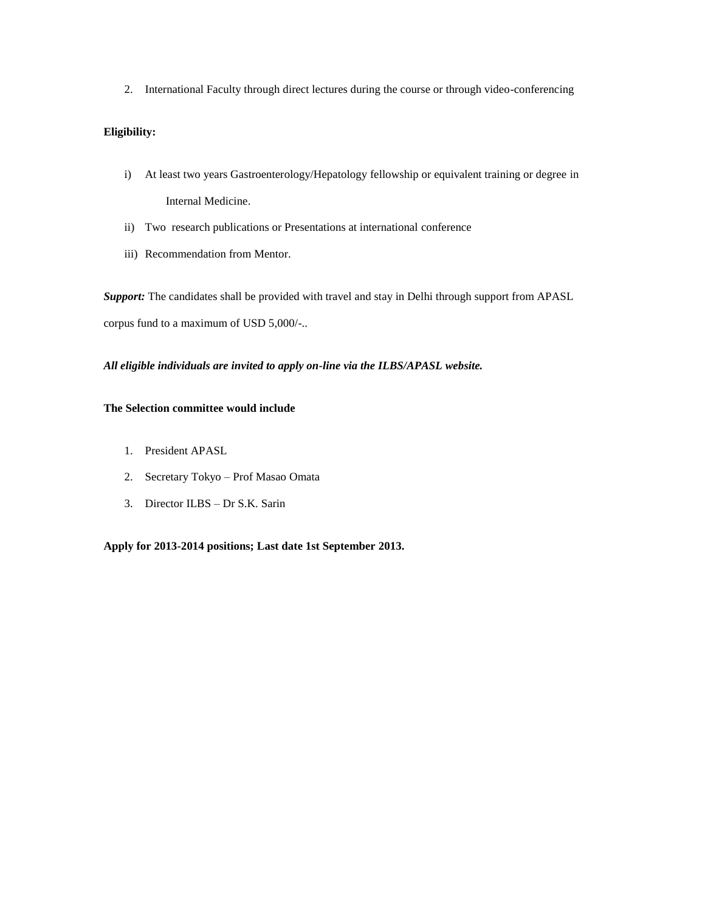2. International Faculty through direct lectures during the course or through video-conferencing

**Eligibility:**

i) At least two years Gastroenterology/Hepatology fellowship or equivalent training or degree in Internal Medicine.

ii) Two research publications or Presentations at international conference

iii) Recommendation from Mentor.

***Support:*** The candidates shall be provided with travel and stay in Delhi through support from APASL corpus fund to a maximum of USD 5,000/-..

***All eligible individuals are invited to apply on-line via the ILBS/APASL website.***

**The Selection committee would include**

1. President APASL
2. Secretary Tokyo – Prof Masao Omata
3. Director ILBS – Dr S.K. Sarin

**Apply for 2013-2014 positions; Last date 1st September 2013.**